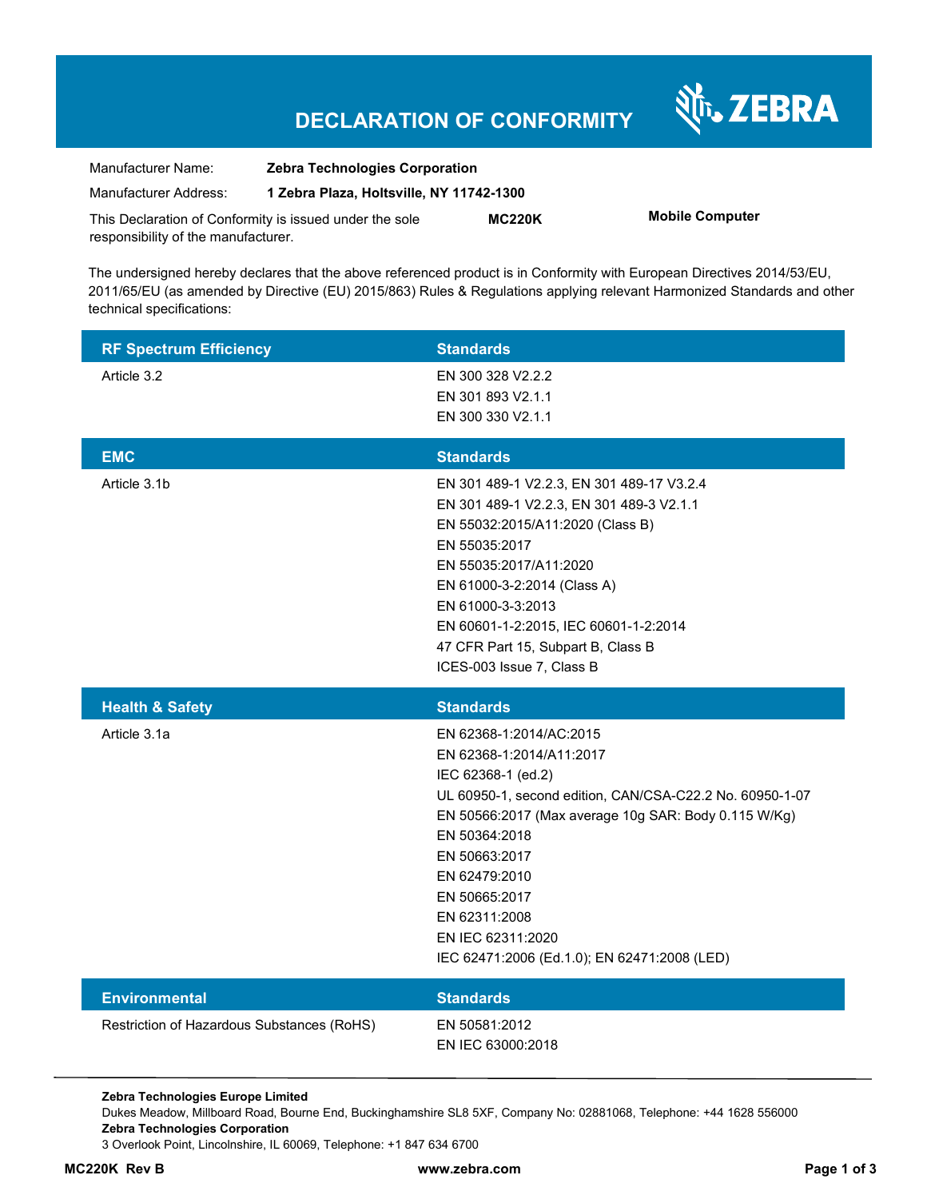# DECLARATION OF CONFORMITY

ZEBRA

| | |
|---|---|
| Manufacturer Name: | **Zebra Technologies Corporation** |
| Manufacturer Address: | **1 Zebra Plaza, Holtsville, NY 11742-1300** |

This Declaration of Conformity is issued under the sole responsibility of the manufacturer. **MC220K** **Mobile Computer**

The undersigned hereby declares that the above referenced product is in Conformity with European Directives 2014/53/EU, 2011/65/EU (as amended by Directive (EU) 2015/863) Rules & Regulations applying relevant Harmonized Standards and other technical specifications:

| RF Spectrum Efficiency | Standards |
|---|---|
| Article 3.2 | EN 300 328 V2.2.2<br>EN 301 893 V2.1.1<br>EN 300 330 V2.1.1 |

| EMC | Standards |
|---|---|
| Article 3.1b | EN 301 489-1 V2.2.3, EN 301 489-17 V3.2.4<br>EN 301 489-1 V2.2.3, EN 301 489-3 V2.1.1<br>EN 55032:2015/A11:2020 (Class B)<br>EN 55035:2017<br>EN 55035:2017/A11:2020<br>EN 61000-3-2:2014 (Class A)<br>EN 61000-3-3:2013<br>EN 60601-1-2:2015, IEC 60601-1-2:2014<br>47 CFR Part 15, Subpart B, Class B<br>ICES-003 Issue 7, Class B |

| Health & Safety | Standards |
|---|---|
| Article 3.1a | EN 62368-1:2014/AC:2015<br>EN 62368-1:2014/A11:2017<br>IEC 62368-1 (ed.2)<br>UL 60950-1, second edition, CAN/CSA-C22.2 No. 60950-1-07<br>EN 50566:2017 (Max average 10g SAR: Body 0.115 W/Kg)<br>EN 50364:2018<br>EN 50663:2017<br>EN 62479:2010<br>EN 50665:2017<br>EN 62311:2008<br>EN IEC 62311:2020<br>IEC 62471:2006 (Ed.1.0); EN 62471:2008 (LED) |

| Environmental | Standards |
|---|---|
| Restriction of Hazardous Substances (RoHS) | EN 50581:2012<br>EN IEC 63000:2018 |

**Zebra Technologies Europe Limited**
Dukes Meadow, Millboard Road, Bourne End, Buckinghamshire SL8 5XF, Company No: 02881068, Telephone: +44 1628 556000
**Zebra Technologies Corporation**
3 Overlook Point, Lincolnshire, IL 60069, Telephone: +1 847 634 6700

**MC220K Rev B** **www.zebra.com**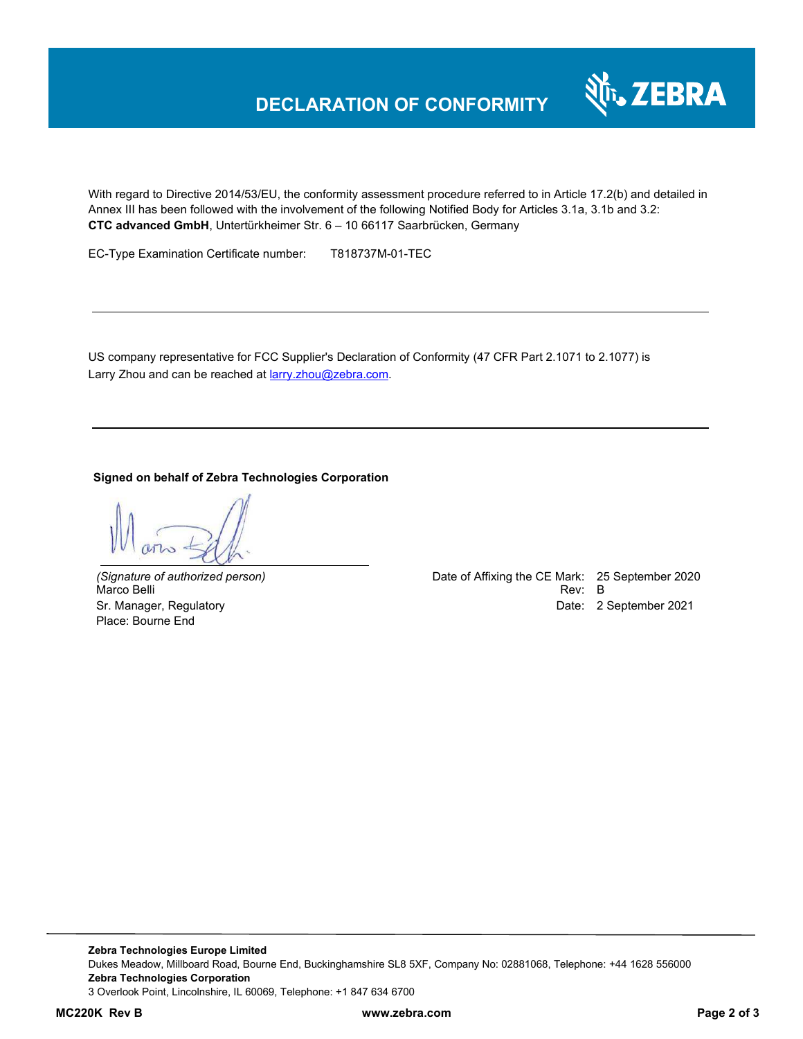# DECLARATION OF CONFORMITY

With regard to Directive 2014/53/EU, the conformity assessment procedure referred to in Article 17.2(b) and detailed in Annex III has been followed with the involvement of the following Notified Body for Articles 3.1a, 3.1b and 3.2:
**CTC advanced GmbH**, Untertürkheimer Str. 6 – 10 66117 Saarbrücken, Germany

EC-Type Examination Certificate number: T818737M-01-TEC

---

US company representative for FCC Supplier's Declaration of Conformity (47 CFR Part 2.1071 to 2.1077) is Larry Zhou and can be reached at larry.zhou@zebra.com.

---

**Signed on behalf of Zebra Technologies Corporation**

*(Signature of authorized person)*
Marco Belli
Sr. Manager, Regulatory
Place: Bourne End

Date of Affixing the CE Mark: 25 September 2020
Rev: B
Date: 2 September 2021

**Zebra Technologies Europe Limited**
Dukes Meadow, Millboard Road, Bourne End, Buckinghamshire SL8 5XF, Company No: 02881068, Telephone: +44 1628 556000
**Zebra Technologies Corporation**
3 Overlook Point, Lincolnshire, IL 60069, Telephone: +1 847 634 6700

**MC220K Rev B** **www.zebra.com**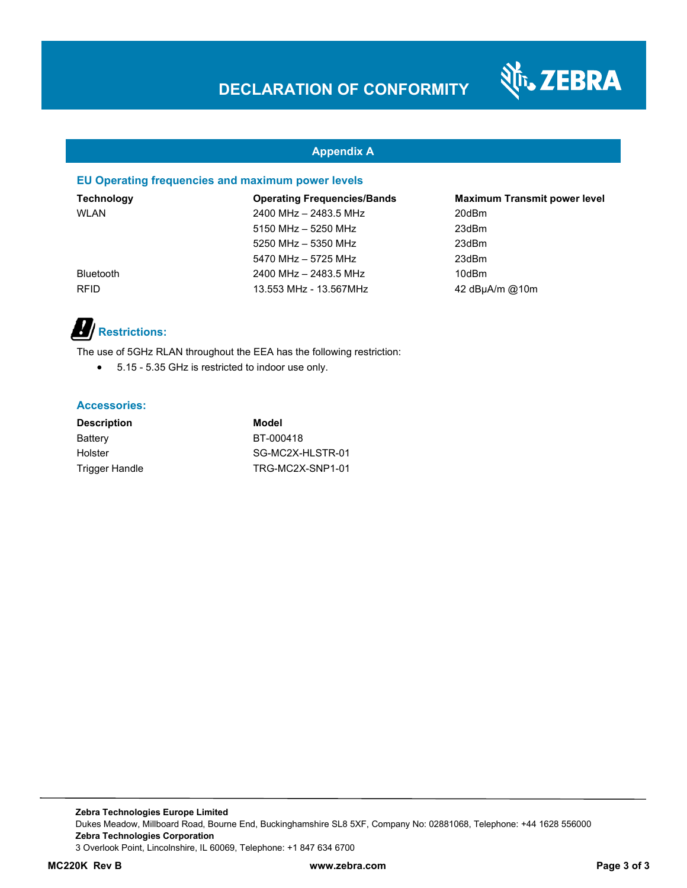# DECLARATION OF CONFORMITY

## Appendix A

### EU Operating frequencies and maximum power levels

| Technology | Operating Frequencies/Bands | Maximum Transmit power level |
|---|---|---|
| WLAN | 2400 MHz – 2483.5 MHz | 20dBm |
| | 5150 MHz – 5250 MHz | 23dBm |
| | 5250 MHz – 5350 MHz | 23dBm |
| | 5470 MHz – 5725 MHz | 23dBm |
| Bluetooth | 2400 MHz – 2483.5 MHz | 10dBm |
| RFID | 13.553 MHz - 13.567MHz | 42 dBµA/m @10m |

### Restrictions:

The use of 5GHz RLAN throughout the EEA has the following restriction:

- 5.15 - 5.35 GHz is restricted to indoor use only.

### Accessories:

| Description | Model |
|---|---|
| Battery | BT-000418 |
| Holster | SG-MC2X-HLSTR-01 |
| Trigger Handle | TRG-MC2X-SNP1-01 |

**Zebra Technologies Europe Limited**
Dukes Meadow, Millboard Road, Bourne End, Buckinghamshire SL8 5XF, Company No: 02881068, Telephone: +44 1628 556000
**Zebra Technologies Corporation**
3 Overlook Point, Lincolnshire, IL 60069, Telephone: +1 847 634 6700

**MC220K Rev B** **www.zebra.com**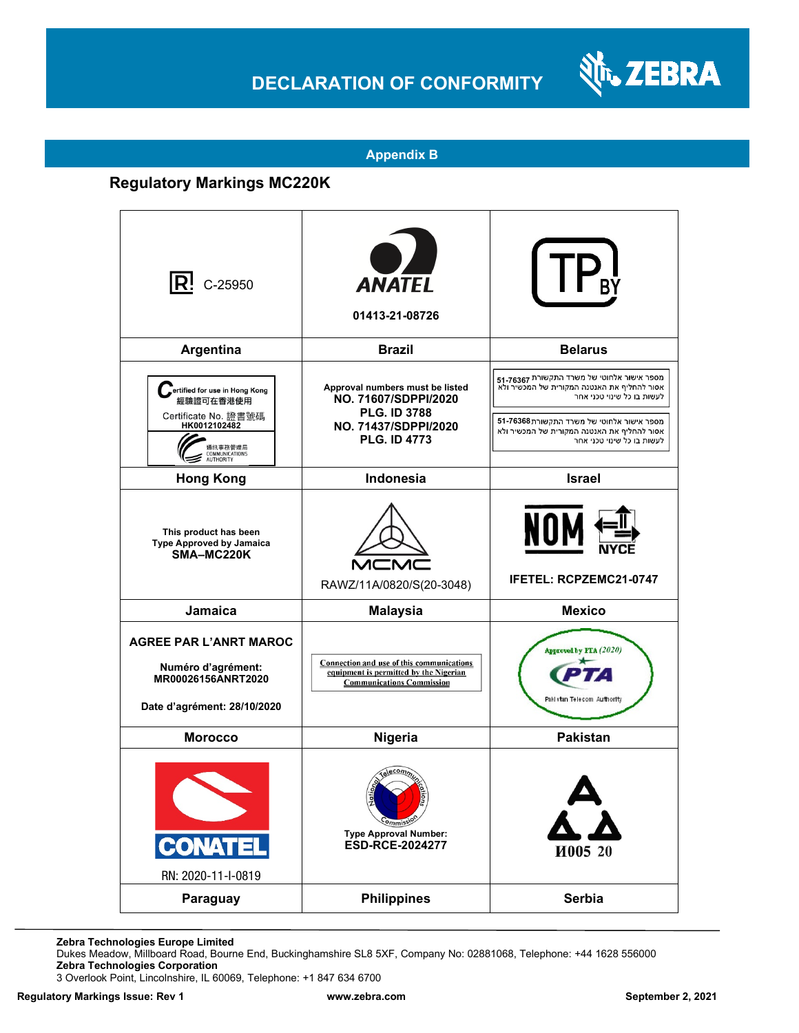## Appendix B

### Regulatory Markings MC220K

| | | |
|---|---|---|
| C-25950 | ANATEL 01413-21-08726 | TP BY |
| **Argentina** | **Brazil** | **Belarus** |
| Certified for use in Hong Kong 經驗證可在香港使用 Certificate No. 證書號碼 HK0012102482 通訊事務管理局 COMMUNICATIONS AUTHORITY | Approval numbers must be listed **NO. 71607/SDPPI/2020 PLG. ID 3788 NO. 71437/SDPPI/2020 PLG. ID 4773** | מספר אישור אלחוטי של משרד התקשורת 51-76367 אסור להחליף את האנטנה המקורית של המכשיר ולא לעשות בו כל שינוי טכני אחר<br>מספר אישור אלחוטי של משרד התקשורת 51-76368 אסור להחליף את האנטנה המקורית של המכשיר ולא לעשות בו כל שינוי טכני אחר |
| **Hong Kong** | **Indonesia** | **Israel** |
| This product has been Type Approved by Jamaica **SMA–MC220K** | MCMC RAWZ/11A/0820/S(20-3048) | NOM NYCE **IFETEL: RCPZEMC21-0747** |
| **Jamaica** | **Malaysia** | **Mexico** |
| **AGREE PAR L'ANRT MAROC** Numéro d'agrément: **MR00026156ANRT2020** Date d'agrément: 28/10/2020 | Connection and use of this communications equipment is permitted by the Nigerian Communications Commission | Approved by PTA (2020) PTA Pakistan Telecom Authority |
| **Morocco** | **Nigeria** | **Pakistan** |
| CONATEL RN: 2020-11-I-0819 | National Telecommunications Commission **Type Approval Number: ESD-RCE-2024277** | И005 20 |
| **Paraguay** | **Philippines** | **Serbia** |

**Zebra Technologies Europe Limited**
Dukes Meadow, Millboard Road, Bourne End, Buckinghamshire SL8 5XF, Company No: 02881068, Telephone: +44 1628 556000
**Zebra Technologies Corporation**
3 Overlook Point, Lincolnshire, IL 60069, Telephone: +1 847 634 6700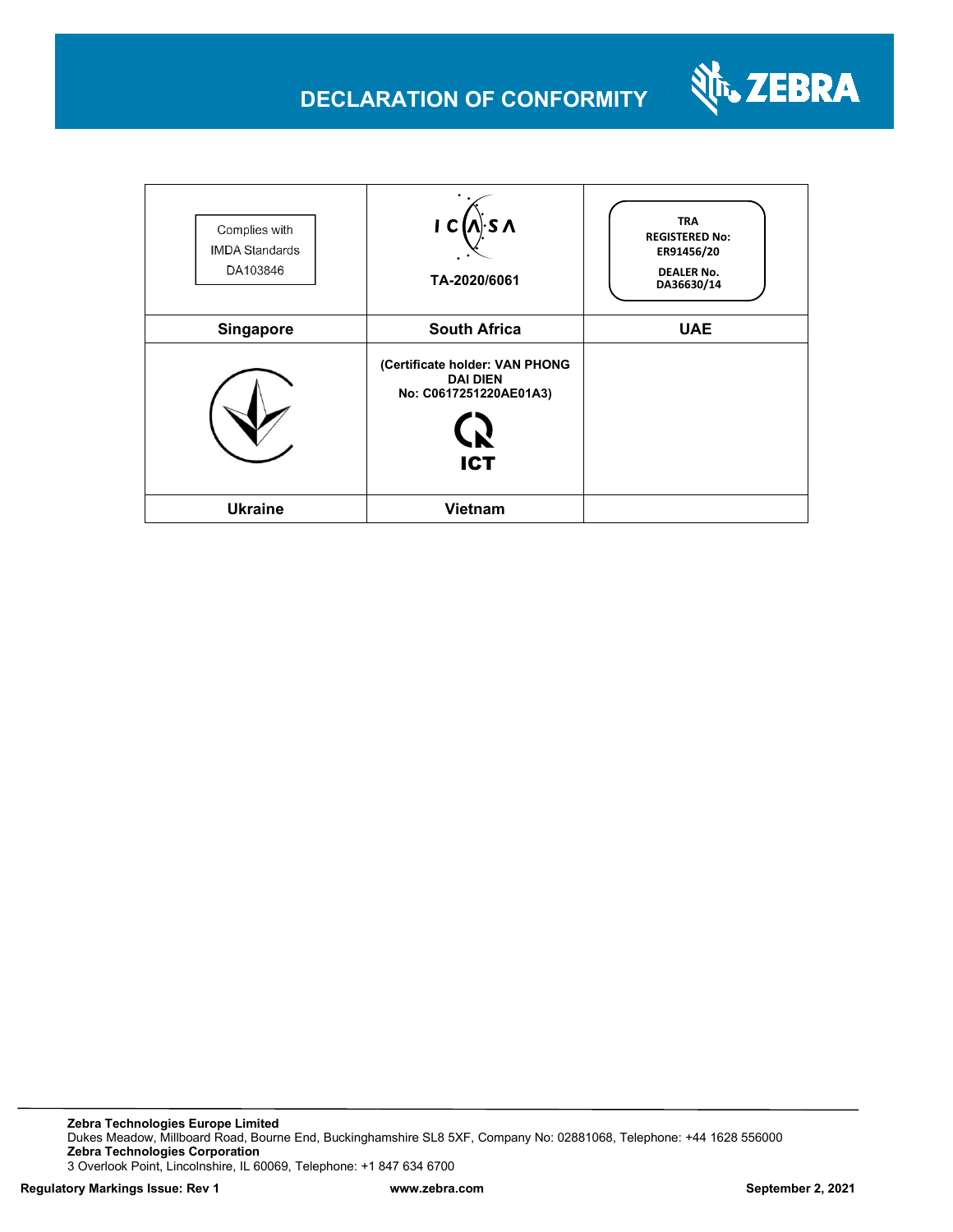| | | |
|---|---|---|
| Complies with IMDA Standards DA103846 | ICASA TA-2020/6061 | TRA REGISTERED No: ER91456/20 DEALER No. DA36630/14 |
| **Singapore** | **South Africa** | **UAE** |
| | **(Certificate holder: VAN PHONG DAI DIEN No: C0617251220AE01A3)** ICT | |
| **Ukraine** | **Vietnam** | |

**Zebra Technologies Europe Limited**
Dukes Meadow, Millboard Road, Bourne End, Buckinghamshire SL8 5XF, Company No: 02881068, Telephone: +44 1628 556000
**Zebra Technologies Corporation**
3 Overlook Point, Lincolnshire, IL 60069, Telephone: +1 847 634 6700